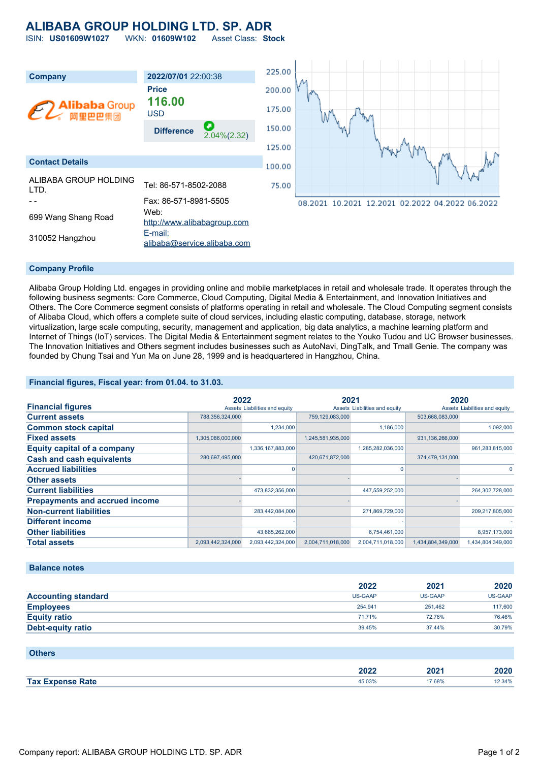# ALIBABA GROUP HOLDING LTD. SP. ADR

ISIN: **US01609W1027** WKN: **01609W102** Asset Class: **Stock**

| Company | 2022/07/01 22:00:38 |
|---|---|
| | **Price** |
| | **116.00** USD |
| | **Difference** 2.04%(2.32) |

## Contact Details

ALIBABA GROUP HOLDING LTD.
- -
699 Wang Shang Road
310052 Hangzhou

Tel: 86-571-8502-2088
Fax: 86-571-8981-5505
Web: http://www.alibabagroup.com
E-mail: alibaba@service.alibaba.com

## Company Profile

Alibaba Group Holding Ltd. engages in providing online and mobile marketplaces in retail and wholesale trade. It operates through the following business segments: Core Commerce, Cloud Computing, Digital Media & Entertainment, and Innovation Initiatives and Others. The Core Commerce segment consists of platforms operating in retail and wholesale. The Cloud Computing segment consists of Alibaba Cloud, which offers a complete suite of cloud services, including elastic computing, database, storage, network virtualization, large scale computing, security, management and application, big data analytics, a machine learning platform and Internet of Things (IoT) services. The Digital Media & Entertainment segment relates to the Youko Tudou and UC Browser businesses. The Innovation Initiatives and Others segment includes businesses such as AutoNavi, DingTalk, and Tmall Genie. The company was founded by Chung Tsai and Yun Ma on June 28, 1999 and is headquartered in Hangzhou, China.

## Financial figures, Fiscal year: from 01.04. to 31.03.

| Financial figures | 2022 | | 2021 | | 2020 | |
|---|---|---|---|---|---|---|
| | Assets | Liabilities and equity | Assets | Liabilities and equity | Assets | Liabilities and equity |
| Current assets | 788,356,324,000 | | 759,129,083,000 | | 503,668,083,000 | |
| Common stock capital | | 1,234,000 | | 1,186,000 | | 1,092,000 |
| Fixed assets | 1,305,086,000,000 | | 1,245,581,935,000 | | 931,136,266,000 | |
| Equity capital of a company | | 1,336,167,883,000 | | 1,285,282,036,000 | | 961,283,815,000 |
| Cash and cash equivalents | 280,697,495,000 | | 420,671,872,000 | | 374,479,131,000 | |
| Accrued liabilities | | 0 | | 0 | | 0 |
| Other assets | - | | - | | - | |
| Current liabilities | | 473,832,356,000 | | 447,559,252,000 | | 264,302,728,000 |
| Prepayments and accrued income | - | | - | | - | |
| Non-current liabilities | | 283,442,084,000 | | 271,869,729,000 | | 209,217,805,000 |
| Different income | | - | | - | | - |
| Other liabilities | | 43,665,262,000 | | 6,754,461,000 | | 8,957,173,000 |
| Total assets | 2,093,442,324,000 | 2,093,442,324,000 | 2,004,711,018,000 | 2,004,711,018,000 | 1,434,804,349,000 | 1,434,804,349,000 |

## Balance notes

| | 2022 | 2021 | 2020 |
|---|---|---|---|
| Accounting standard | US-GAAP | US-GAAP | US-GAAP |
| Employees | 254,941 | 251,462 | 117,600 |
| Equity ratio | 71.71% | 72.76% | 76.46% |
| Debt-equity ratio | 39.45% | 37.44% | 30.79% |

## Others

| | 2022 | 2021 | 2020 |
|---|---|---|---|
| Tax Expense Rate | 45.03% | 17.68% | 12.34% |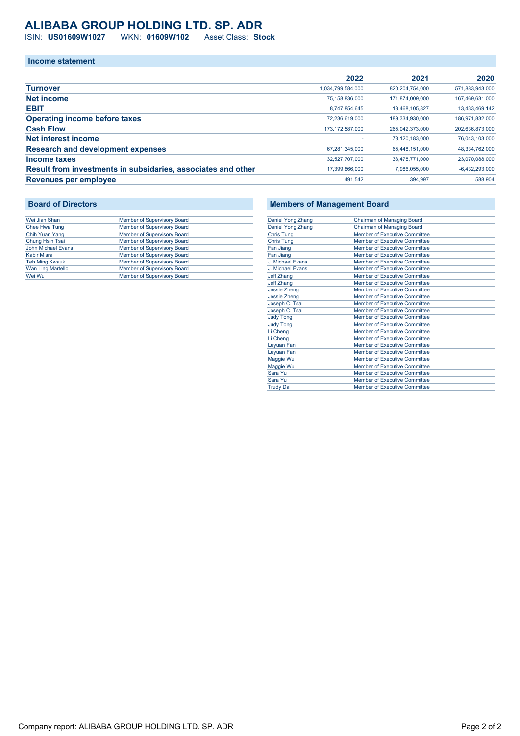# ALIBABA GROUP HOLDING LTD. SP. ADR

ISIN: **US01609W1027** WKN: **01609W102** Asset Class: **Stock**

## Income statement

| | 2022 | 2021 | 2020 |
|---|---|---|---|
| **Turnover** | 1,034,799,584,000 | 820,204,754,000 | 571,883,943,000 |
| **Net income** | 75,158,836,000 | 171,874,009,000 | 167,469,631,000 |
| **EBIT** | 8,747,854,645 | 13,468,105,827 | 13,433,469,142 |
| **Operating income before taxes** | 72,236,619,000 | 189,334,930,000 | 186,971,832,000 |
| **Cash Flow** | 173,172,587,000 | 265,042,373,000 | 202,636,873,000 |
| **Net interest income** | - | 78,120,183,000 | 76,043,103,000 |
| **Research and development expenses** | 67,281,345,000 | 65,448,151,000 | 48,334,762,000 |
| **Income taxes** | 32,527,707,000 | 33,478,771,000 | 23,070,088,000 |
| **Result from investments in subsidaries, associates and other** | 17,399,866,000 | 7,986,055,000 | -6,432,293,000 |
| **Revenues per employee** | 491,542 | 394,997 | 588,904 |

## Board of Directors

| | |
|---|---|
| Wei Jian Shan | Member of Supervisory Board |
| Chee Hwa Tung | Member of Supervisory Board |
| Chih Yuan Yang | Member of Supervisory Board |
| Chung Hsin Tsai | Member of Supervisory Board |
| John Michael Evans | Member of Supervisory Board |
| Kabir Misra | Member of Supervisory Board |
| Teh Ming Kwauk | Member of Supervisory Board |
| Wan Ling Martello | Member of Supervisory Board |
| Wei Wu | Member of Supervisory Board |

## Members of Management Board

| | |
|---|---|
| Daniel Yong Zhang | Chairman of Managing Board |
| Daniel Yong Zhang | Chairman of Managing Board |
| Chris Tung | Member of Executive Committee |
| Chris Tung | Member of Executive Committee |
| Fan Jiang | Member of Executive Committee |
| Fan Jiang | Member of Executive Committee |
| J. Michael Evans | Member of Executive Committee |
| J. Michael Evans | Member of Executive Committee |
| Jeff Zhang | Member of Executive Committee |
| Jeff Zhang | Member of Executive Committee |
| Jessie Zheng | Member of Executive Committee |
| Jessie Zheng | Member of Executive Committee |
| Joseph C. Tsai | Member of Executive Committee |
| Joseph C. Tsai | Member of Executive Committee |
| Judy Tong | Member of Executive Committee |
| Judy Tong | Member of Executive Committee |
| Li Cheng | Member of Executive Committee |
| Li Cheng | Member of Executive Committee |
| Luyuan Fan | Member of Executive Committee |
| Luyuan Fan | Member of Executive Committee |
| Maggie Wu | Member of Executive Committee |
| Maggie Wu | Member of Executive Committee |
| Sara Yu | Member of Executive Committee |
| Sara Yu | Member of Executive Committee |
| Trudy Dai | Member of Executive Committee |